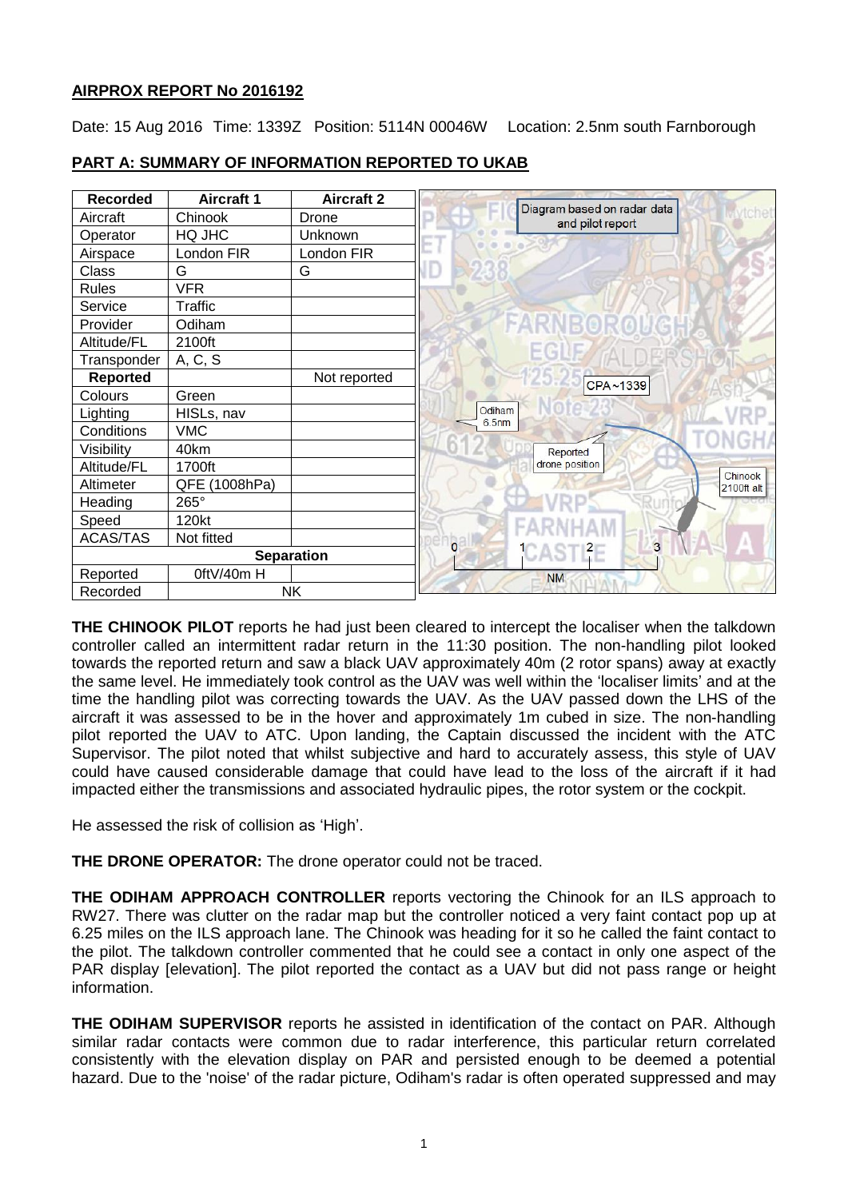## AIRPROX REPORT No 2016192

Date: 15 Aug 2016 Time: 1339Z Position: 5114N 00046W Location: 2.5nm south Farnborough

## PART A: SUMMARY OF INFORMATION REPORTED TO UKAB

| Recorded | Aircraft 1 | Aircraft 2 |
|---|---|---|
| Aircraft | Chinook | Drone |
| Operator | HQ JHC | Unknown |
| Airspace | London FIR | London FIR |
| Class | G | G |
| Rules | VFR | |
| Service | Traffic | |
| Provider | Odiham | |
| Altitude/FL | 2100ft | |
| Transponder | A, C, S | |
| **Reported** | | Not reported |
| Colours | Green | |
| Lighting | HISLs, nav | |
| Conditions | VMC | |
| Visibility | 40km | |
| Altitude/FL | 1700ft | |
| Altimeter | QFE (1008hPa) | |
| Heading | 265° | |
| Speed | 120kt | |
| ACAS/TAS | Not fitted | |
| **Separation** | | |
| Reported | 0ftV/40m H | |
| Recorded | NK | |

Diagram based on radar data and pilot report

**THE CHINOOK PILOT** reports he had just been cleared to intercept the localiser when the talkdown controller called an intermittent radar return in the 11:30 position. The non-handling pilot looked towards the reported return and saw a black UAV approximately 40m (2 rotor spans) away at exactly the same level. He immediately took control as the UAV was well within the 'localiser limits' and at the time the handling pilot was correcting towards the UAV. As the UAV passed down the LHS of the aircraft it was assessed to be in the hover and approximately 1m cubed in size. The non-handling pilot reported the UAV to ATC. Upon landing, the Captain discussed the incident with the ATC Supervisor. The pilot noted that whilst subjective and hard to accurately assess, this style of UAV could have caused considerable damage that could have lead to the loss of the aircraft if it had impacted either the transmissions and associated hydraulic pipes, the rotor system or the cockpit.

He assessed the risk of collision as 'High'.

**THE DRONE OPERATOR:** The drone operator could not be traced.

**THE ODIHAM APPROACH CONTROLLER** reports vectoring the Chinook for an ILS approach to RW27. There was clutter on the radar map but the controller noticed a very faint contact pop up at 6.25 miles on the ILS approach lane. The Chinook was heading for it so he called the faint contact to the pilot. The talkdown controller commented that he could see a contact in only one aspect of the PAR display [elevation]. The pilot reported the contact as a UAV but did not pass range or height information.

**THE ODIHAM SUPERVISOR** reports he assisted in identification of the contact on PAR. Although similar radar contacts were common due to radar interference, this particular return correlated consistently with the elevation display on PAR and persisted enough to be deemed a potential hazard. Due to the 'noise' of the radar picture, Odiham's radar is often operated suppressed and may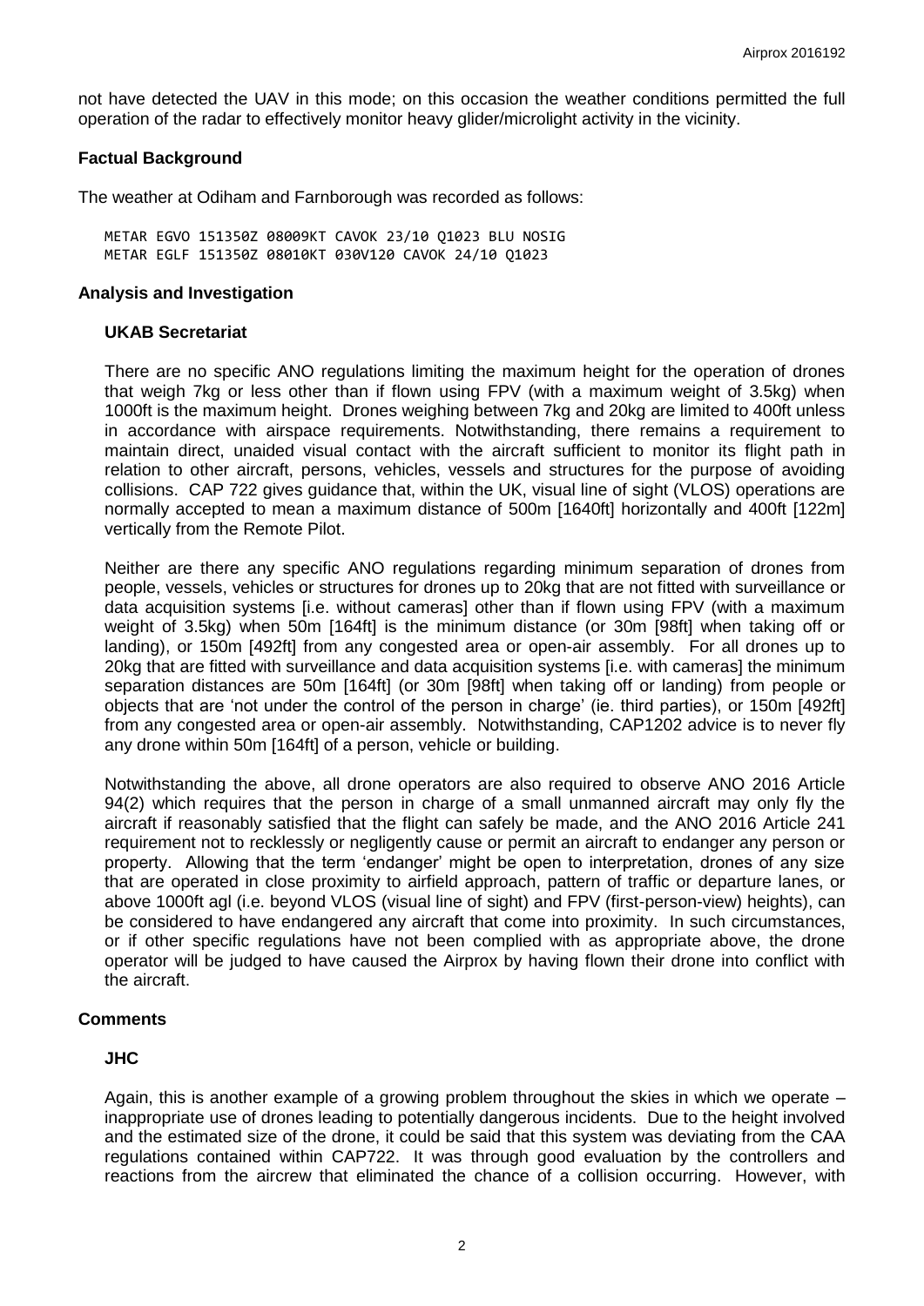not have detected the UAV in this mode; on this occasion the weather conditions permitted the full operation of the radar to effectively monitor heavy glider/microlight activity in the vicinity.

## Factual Background

The weather at Odiham and Farnborough was recorded as follows:

```
METAR EGVO 151350Z 08009KT CAVOK 23/10 Q1023 BLU NOSIG
METAR EGLF 151350Z 08010KT 030V120 CAVOK 24/10 Q1023
```

## Analysis and Investigation

### UKAB Secretariat

There are no specific ANO regulations limiting the maximum height for the operation of drones that weigh 7kg or less other than if flown using FPV (with a maximum weight of 3.5kg) when 1000ft is the maximum height. Drones weighing between 7kg and 20kg are limited to 400ft unless in accordance with airspace requirements. Notwithstanding, there remains a requirement to maintain direct, unaided visual contact with the aircraft sufficient to monitor its flight path in relation to other aircraft, persons, vehicles, vessels and structures for the purpose of avoiding collisions. CAP 722 gives guidance that, within the UK, visual line of sight (VLOS) operations are normally accepted to mean a maximum distance of 500m [1640ft] horizontally and 400ft [122m] vertically from the Remote Pilot.

Neither are there any specific ANO regulations regarding minimum separation of drones from people, vessels, vehicles or structures for drones up to 20kg that are not fitted with surveillance or data acquisition systems [i.e. without cameras] other than if flown using FPV (with a maximum weight of 3.5kg) when 50m [164ft] is the minimum distance (or 30m [98ft] when taking off or landing), or 150m [492ft] from any congested area or open-air assembly. For all drones up to 20kg that are fitted with surveillance and data acquisition systems [i.e. with cameras] the minimum separation distances are 50m [164ft] (or 30m [98ft] when taking off or landing) from people or objects that are 'not under the control of the person in charge' (ie. third parties), or 150m [492ft] from any congested area or open-air assembly. Notwithstanding, CAP1202 advice is to never fly any drone within 50m [164ft] of a person, vehicle or building.

Notwithstanding the above, all drone operators are also required to observe ANO 2016 Article 94(2) which requires that the person in charge of a small unmanned aircraft may only fly the aircraft if reasonably satisfied that the flight can safely be made, and the ANO 2016 Article 241 requirement not to recklessly or negligently cause or permit an aircraft to endanger any person or property. Allowing that the term 'endanger' might be open to interpretation, drones of any size that are operated in close proximity to airfield approach, pattern of traffic or departure lanes, or above 1000ft agl (i.e. beyond VLOS (visual line of sight) and FPV (first-person-view) heights), can be considered to have endangered any aircraft that come into proximity. In such circumstances, or if other specific regulations have not been complied with as appropriate above, the drone operator will be judged to have caused the Airprox by having flown their drone into conflict with the aircraft.

## Comments

### JHC

Again, this is another example of a growing problem throughout the skies in which we operate – inappropriate use of drones leading to potentially dangerous incidents. Due to the height involved and the estimated size of the drone, it could be said that this system was deviating from the CAA regulations contained within CAP722. It was through good evaluation by the controllers and reactions from the aircrew that eliminated the chance of a collision occurring. However, with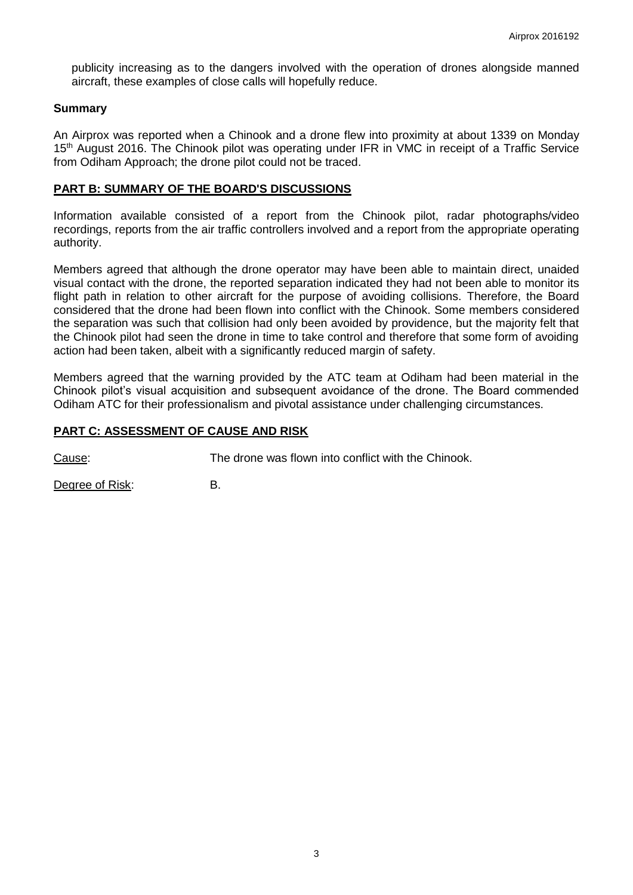publicity increasing as to the dangers involved with the operation of drones alongside manned aircraft, these examples of close calls will hopefully reduce.

**Summary**

An Airprox was reported when a Chinook and a drone flew into proximity at about 1339 on Monday 15th August 2016. The Chinook pilot was operating under IFR in VMC in receipt of a Traffic Service from Odiham Approach; the drone pilot could not be traced.

## PART B: SUMMARY OF THE BOARD'S DISCUSSIONS

Information available consisted of a report from the Chinook pilot, radar photographs/video recordings, reports from the air traffic controllers involved and a report from the appropriate operating authority.

Members agreed that although the drone operator may have been able to maintain direct, unaided visual contact with the drone, the reported separation indicated they had not been able to monitor its flight path in relation to other aircraft for the purpose of avoiding collisions. Therefore, the Board considered that the drone had been flown into conflict with the Chinook. Some members considered the separation was such that collision had only been avoided by providence, but the majority felt that the Chinook pilot had seen the drone in time to take control and therefore that some form of avoiding action had been taken, albeit with a significantly reduced margin of safety.

Members agreed that the warning provided by the ATC team at Odiham had been material in the Chinook pilot's visual acquisition and subsequent avoidance of the drone. The Board commended Odiham ATC for their professionalism and pivotal assistance under challenging circumstances.

## PART C: ASSESSMENT OF CAUSE AND RISK

Cause: The drone was flown into conflict with the Chinook.

Degree of Risk: B.